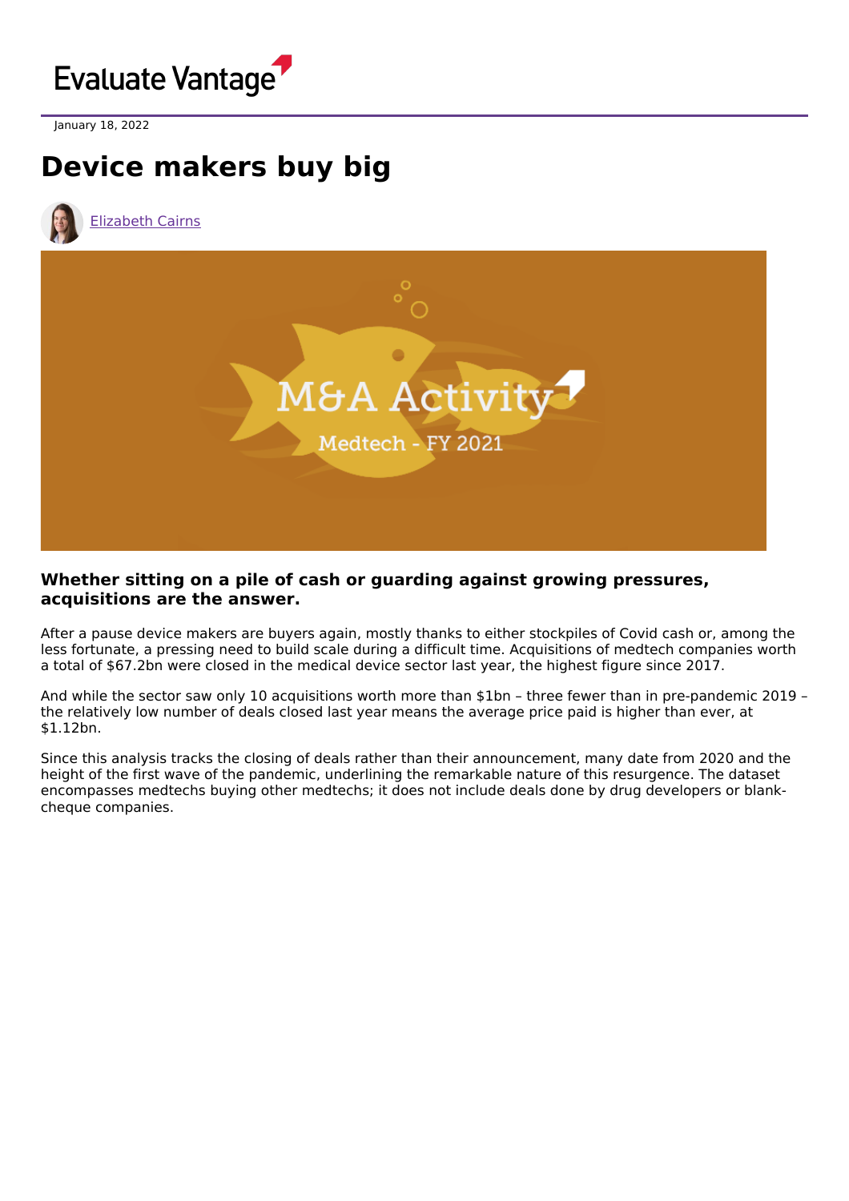Evaluate Vantage

January 18, 2022

# Device makers buy big

Elizabeth Cairns

### Whether sitting on a pile of cash or guarding against growing pressures, acquisitions are the answer.

After a pause device makers are buyers again, mostly thanks to either stockpiles of Covid cash or, among the less fortunate, a pressing need to build scale during a difficult time. Acquisitions of medtech companies worth a total of $67.2bn were closed in the medical device sector last year, the highest figure since 2017.

And while the sector saw only 10 acquisitions worth more than $1bn – three fewer than in pre-pandemic 2019 – the relatively low number of deals closed last year means the average price paid is higher than ever, at $1.12bn.

Since this analysis tracks the closing of deals rather than their announcement, many date from 2020 and the height of the first wave of the pandemic, underlining the remarkable nature of this resurgence. The dataset encompasses medtechs buying other medtechs; it does not include deals done by drug developers or blank-cheque companies.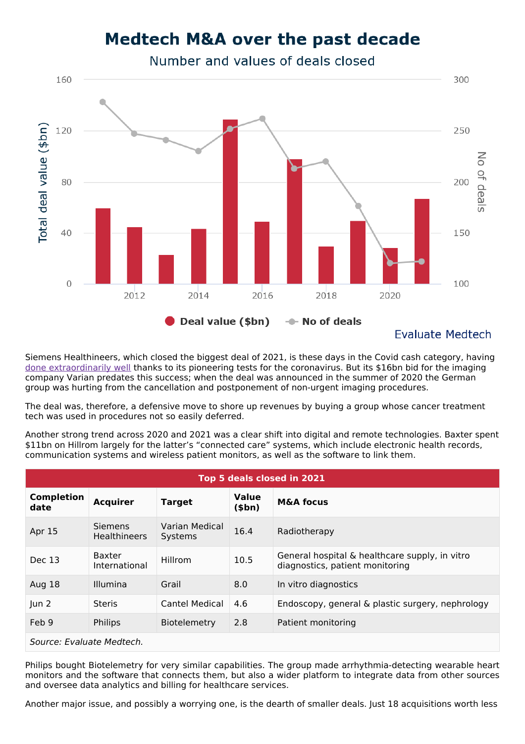# Medtech M&A over the past decade

## Number and values of deals closed

Evaluate Medtech

Siemens Healthineers, which closed the biggest deal of 2021, is these days in the Covid cash category, having done extraordinarily well thanks to its pioneering tests for the coronavirus. But its $16bn bid for the imaging company Varian predates this success; when the deal was announced in the summer of 2020 the German group was hurting from the cancellation and postponement of non-urgent imaging procedures.

The deal was, therefore, a defensive move to shore up revenues by buying a group whose cancer treatment tech was used in procedures not so easily deferred.

Another strong trend across 2020 and 2021 was a clear shift into digital and remote technologies. Baxter spent $11bn on Hillrom largely for the latter's "connected care" systems, which include electronic health records, communication systems and wireless patient monitors, as well as the software to link them.

**Top 5 deals closed in 2021**

| Completion date | Acquirer | Target | Value ($bn) | M&A focus |
|---|---|---|---|---|
| Apr 15 | Siemens Healthineers | Varian Medical Systems | 16.4 | Radiotherapy |
| Dec 13 | Baxter International | Hillrom | 10.5 | General hospital & healthcare supply, in vitro diagnostics, patient monitoring |
| Aug 18 | Illumina | Grail | 8.0 | In vitro diagnostics |
| Jun 2 | Steris | Cantel Medical | 4.6 | Endoscopy, general & plastic surgery, nephrology |
| Feb 9 | Philips | Biotelemetry | 2.8 | Patient monitoring |

*Source: Evaluate Medtech.*

Philips bought Biotelemetry for very similar capabilities. The group made arrhythmia-detecting wearable heart monitors and the software that connects them, but also a wider platform to integrate data from other sources and oversee data analytics and billing for healthcare services.

Another major issue, and possibly a worrying one, is the dearth of smaller deals. Just 18 acquisitions worth less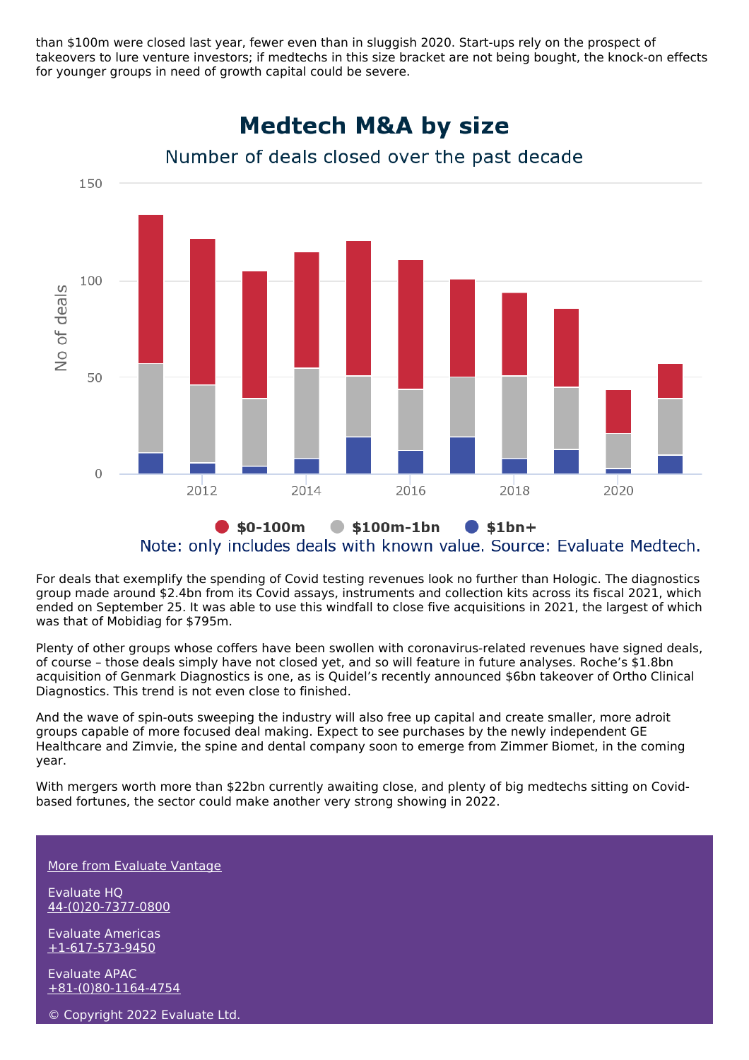than $100m were closed last year, fewer even than in sluggish 2020. Start-ups rely on the prospect of takeovers to lure venture investors; if medtechs in this size bracket are not being bought, the knock-on effects for younger groups in need of growth capital could be severe.

**Medtech M&A by size**

Number of deals closed over the past decade

No of deals

150

100

50

0

2012
2014
2016
2018
2020

$0-100m
$100m-1bn
$1bn+

Note: only includes deals with known value. Source: Evaluate Medtech.

For deals that exemplify the spending of Covid testing revenues look no further than Hologic. The diagnostics group made around $2.4bn from its Covid assays, instruments and collection kits across its fiscal 2021, which ended on September 25. It was able to use this windfall to close five acquisitions in 2021, the largest of which was that of Mobidiag for $795m.

Plenty of other groups whose coffers have been swollen with coronavirus-related revenues have signed deals, of course – those deals simply have not closed yet, and so will feature in future analyses. Roche's $1.8bn acquisition of Genmark Diagnostics is one, as is Quidel's recently announced $6bn takeover of Ortho Clinical Diagnostics. This trend is not even close to finished.

And the wave of spin-outs sweeping the industry will also free up capital and create smaller, more adroit groups capable of more focused deal making. Expect to see purchases by the newly independent GE Healthcare and Zimvie, the spine and dental company soon to emerge from Zimmer Biomet, in the coming year.

With mergers worth more than $22bn currently awaiting close, and plenty of big medtechs sitting on Covid-based fortunes, the sector could make another very strong showing in 2022.

More from Evaluate Vantage

Evaluate HQ
44-(0)20-7377-0800

Evaluate Americas
+1-617-573-9450

Evaluate APAC
+81-(0)80-1164-4754

© Copyright 2022 Evaluate Ltd.